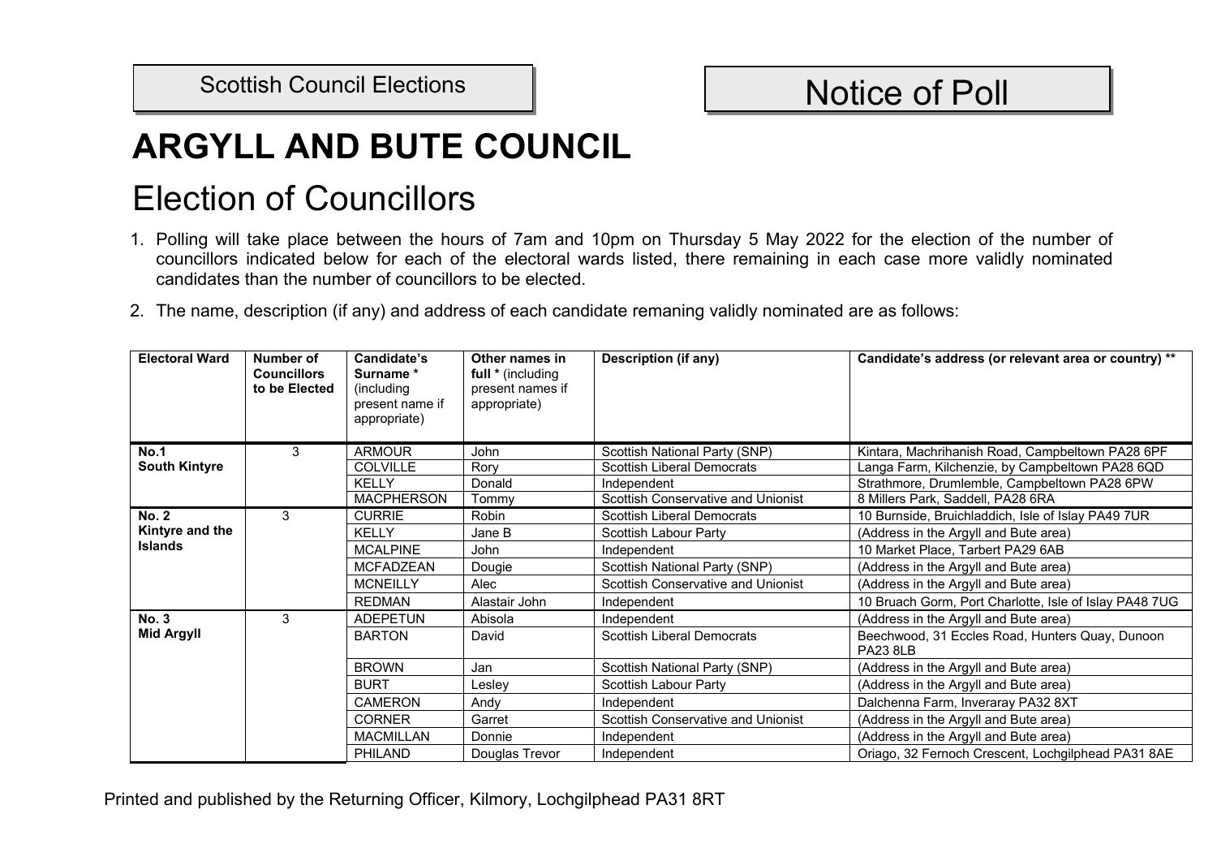Scottish Council Elections

# Notice of Poll

# ARGYLL AND BUTE COUNCIL

## Election of Councillors

1. Polling will take place between the hours of 7am and 10pm on Thursday 5 May 2022 for the election of the number of councillors indicated below for each of the electoral wards listed, there remaining in each case more validly nominated candidates than the number of councillors to be elected.

2. The name, description (if any) and address of each candidate remaning validly nominated are as follows:

| Electoral Ward | Number of Councillors to be Elected | Candidate's Surname * (including present name if appropriate) | Other names in full * (including present names if appropriate) | Description (if any) | Candidate's address (or relevant area or country) ** |
|---|---|---|---|---|---|
| **No.1 South Kintyre** | 3 | ARMOUR | John | Scottish National Party (SNP) | Kintara, Machrihanish Road, Campbeltown PA28 6PF |
| | | COLVILLE | Rory | Scottish Liberal Democrats | Langa Farm, Kilchenzie, by Campbeltown PA28 6QD |
| | | KELLY | Donald | Independent | Strathmore, Drumlemble, Campbeltown PA28 6PW |
| | | MACPHERSON | Tommy | Scottish Conservative and Unionist | 8 Millers Park, Saddell, PA28 6RA |
| **No. 2 Kintyre and the Islands** | 3 | CURRIE | Robin | Scottish Liberal Democrats | 10 Burnside, Bruichladdich, Isle of Islay PA49 7UR |
| | | KELLY | Jane B | Scottish Labour Party | (Address in the Argyll and Bute area) |
| | | MCALPINE | John | Independent | 10 Market Place, Tarbert PA29 6AB |
| | | MCFADZEAN | Dougie | Scottish National Party (SNP) | (Address in the Argyll and Bute area) |
| | | MCNEILLY | Alec | Scottish Conservative and Unionist | (Address in the Argyll and Bute area) |
| | | REDMAN | Alastair John | Independent | 10 Bruach Gorm, Port Charlotte, Isle of Islay PA48 7UG |
| **No. 3 Mid Argyll** | 3 | ADEPETUN | Abisola | Independent | (Address in the Argyll and Bute area) |
| | | BARTON | David | Scottish Liberal Democrats | Beechwood, 31 Eccles Road, Hunters Quay, Dunoon PA23 8LB |
| | | BROWN | Jan | Scottish National Party (SNP) | (Address in the Argyll and Bute area) |
| | | BURT | Lesley | Scottish Labour Party | (Address in the Argyll and Bute area) |
| | | CAMERON | Andy | Independent | Dalchenna Farm, Inveraray PA32 8XT |
| | | CORNER | Garret | Scottish Conservative and Unionist | (Address in the Argyll and Bute area) |
| | | MACMILLAN | Donnie | Independent | (Address in the Argyll and Bute area) |
| | | PHILAND | Douglas Trevor | Independent | Oriago, 32 Fernoch Crescent, Lochgilphead PA31 8AE |

Printed and published by the Returning Officer, Kilmory, Lochgilphead PA31 8RT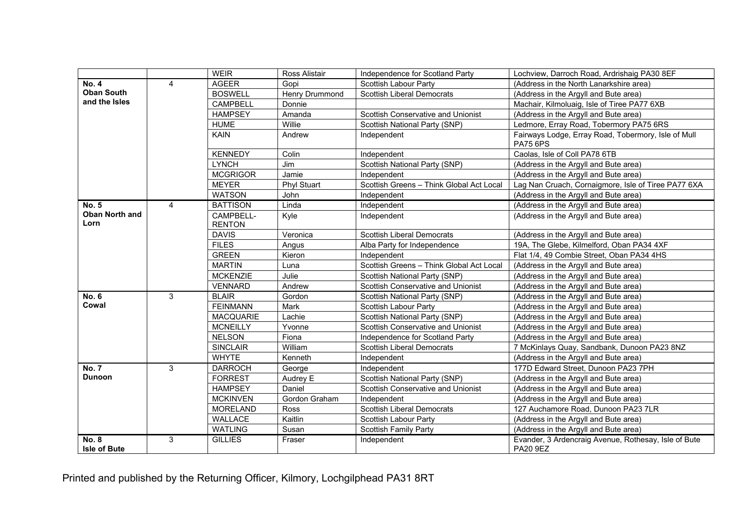| | | WEIR | Ross Alistair | Independence for Scotland Party | Lochview, Darroch Road, Ardrishaig PA30 8EF |
|---|---|---|---|---|---|
| **No. 4 Oban South and the Isles** | 4 | AGEER | Gopi | Scottish Labour Party | (Address in the North Lanarkshire area) |
| | | BOSWELL | Henry Drummond | Scottish Liberal Democrats | (Address in the Argyll and Bute area) |
| | | CAMPBELL | Donnie | | Machair, Kilmoluaig, Isle of Tiree PA77 6XB |
| | | HAMPSEY | Amanda | Scottish Conservative and Unionist | (Address in the Argyll and Bute area) |
| | | HUME | Willie | Scottish National Party (SNP) | Ledmore, Erray Road, Tobermory PA75 6RS |
| | | KAIN | Andrew | Independent | Fairways Lodge, Erray Road, Tobermory, Isle of Mull PA75 6PS |
| | | KENNEDY | Colin | Independent | Caolas, Isle of Coll PA78 6TB |
| | | LYNCH | Jim | Scottish National Party (SNP) | (Address in the Argyll and Bute area) |
| | | MCGRIGOR | Jamie | Independent | (Address in the Argyll and Bute area) |
| | | MEYER | Phyl Stuart | Scottish Greens – Think Global Act Local | Lag Nan Cruach, Cornaigmore, Isle of Tiree PA77 6XA |
| | | WATSON | John | Independent | (Address in the Argyll and Bute area) |
| **No. 5 Oban North and Lorn** | 4 | BATTISON | Linda | Independent | (Address in the Argyll and Bute area) |
| | | CAMPBELL-RENTON | Kyle | Independent | (Address in the Argyll and Bute area) |
| | | DAVIS | Veronica | Scottish Liberal Democrats | (Address in the Argyll and Bute area) |
| | | FILES | Angus | Alba Party for Independence | 19A, The Glebe, Kilmelford, Oban PA34 4XF |
| | | GREEN | Kieron | Independent | Flat 1/4, 49 Combie Street, Oban PA34 4HS |
| | | MARTIN | Luna | Scottish Greens – Think Global Act Local | (Address in the Argyll and Bute area) |
| | | MCKENZIE | Julie | Scottish National Party (SNP) | (Address in the Argyll and Bute area) |
| | | VENNARD | Andrew | Scottish Conservative and Unionist | (Address in the Argyll and Bute area) |
| **No. 6 Cowal** | 3 | BLAIR | Gordon | Scottish National Party (SNP) | (Address in the Argyll and Bute area) |
| | | FEINMANN | Mark | Scottish Labour Party | (Address in the Argyll and Bute area) |
| | | MACQUARIE | Lachie | Scottish National Party (SNP) | (Address in the Argyll and Bute area) |
| | | MCNEILLY | Yvonne | Scottish Conservative and Unionist | (Address in the Argyll and Bute area) |
| | | NELSON | Fiona | Independence for Scotland Party | (Address in the Argyll and Bute area) |
| | | SINCLAIR | William | Scottish Liberal Democrats | 7 McKinlays Quay, Sandbank, Dunoon PA23 8NZ |
| | | WHYTE | Kenneth | Independent | (Address in the Argyll and Bute area) |
| **No. 7 Dunoon** | 3 | DARROCH | George | Independent | 177D Edward Street, Dunoon PA23 7PH |
| | | FORREST | Audrey E | Scottish National Party (SNP) | (Address in the Argyll and Bute area) |
| | | HAMPSEY | Daniel | Scottish Conservative and Unionist | (Address in the Argyll and Bute area) |
| | | MCKINVEN | Gordon Graham | Independent | (Address in the Argyll and Bute area) |
| | | MORELAND | Ross | Scottish Liberal Democrats | 127 Auchamore Road, Dunoon PA23 7LR |
| | | WALLACE | Kaitlin | Scottish Labour Party | (Address in the Argyll and Bute area) |
| | | WATLING | Susan | Scottish Family Party | (Address in the Argyll and Bute area) |
| **No. 8 Isle of Bute** | 3 | GILLIES | Fraser | Independent | Evander, 3 Ardencraig Avenue, Rothesay, Isle of Bute PA20 9EZ |

Printed and published by the Returning Officer, Kilmory, Lochgilphead PA31 8RT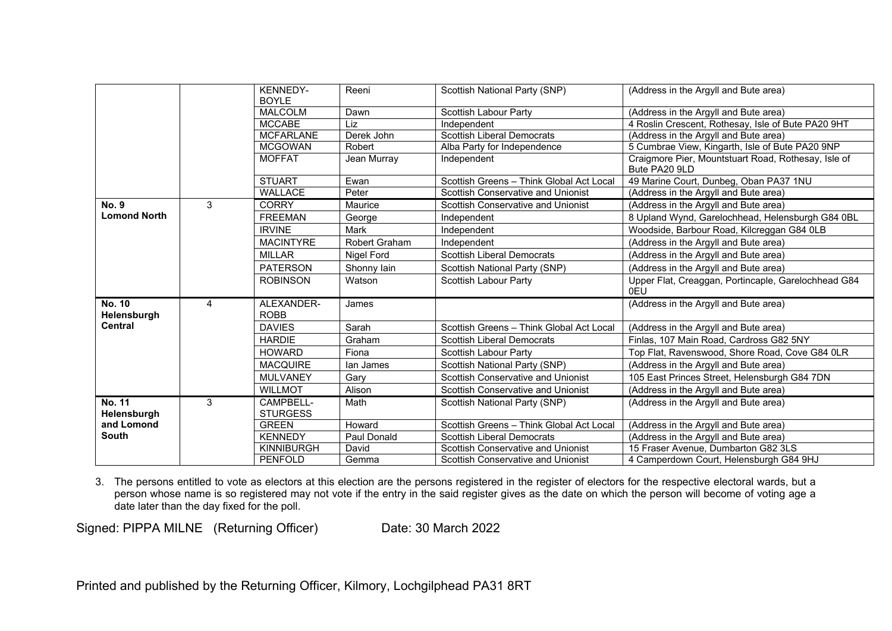| | | | | | |
|---|---|---|---|---|---|
| | | KENNEDY-BOYLE | Reeni | Scottish National Party (SNP) | (Address in the Argyll and Bute area) |
| | | MALCOLM | Dawn | Scottish Labour Party | (Address in the Argyll and Bute area) |
| | | MCCABE | Liz | Independent | 4 Roslin Crescent, Rothesay, Isle of Bute PA20 9HT |
| | | MCFARLANE | Derek John | Scottish Liberal Democrats | (Address in the Argyll and Bute area) |
| | | MCGOWAN | Robert | Alba Party for Independence | 5 Cumbrae View, Kingarth, Isle of Bute PA20 9NP |
| | | MOFFAT | Jean Murray | Independent | Craigmore Pier, Mountstuart Road, Rothesay, Isle of Bute PA20 9LD |
| | | STUART | Ewan | Scottish Greens – Think Global Act Local | 49 Marine Court, Dunbeg, Oban PA37 1NU |
| | | WALLACE | Peter | Scottish Conservative and Unionist | (Address in the Argyll and Bute area) |
| **No. 9 Lomond North** | 3 | CORRY | Maurice | Scottish Conservative and Unionist | (Address in the Argyll and Bute area) |
| | | FREEMAN | George | Independent | 8 Upland Wynd, Garelochhead, Helensburgh G84 0BL |
| | | IRVINE | Mark | Independent | Woodside, Barbour Road, Kilcreggan G84 0LB |
| | | MACINTYRE | Robert Graham | Independent | (Address in the Argyll and Bute area) |
| | | MILLAR | Nigel Ford | Scottish Liberal Democrats | (Address in the Argyll and Bute area) |
| | | PATERSON | Shonny Iain | Scottish National Party (SNP) | (Address in the Argyll and Bute area) |
| | | ROBINSON | Watson | Scottish Labour Party | Upper Flat, Creaggan, Portincaple, Garelochhead G84 0EU |
| **No. 10 Helensburgh Central** | 4 | ALEXANDER-ROBB | James | | (Address in the Argyll and Bute area) |
| | | DAVIES | Sarah | Scottish Greens – Think Global Act Local | (Address in the Argyll and Bute area) |
| | | HARDIE | Graham | Scottish Liberal Democrats | Finlas, 107 Main Road, Cardross G82 5NY |
| | | HOWARD | Fiona | Scottish Labour Party | Top Flat, Ravenswood, Shore Road, Cove G84 0LR |
| | | MACQUIRE | Ian James | Scottish National Party (SNP) | (Address in the Argyll and Bute area) |
| | | MULVANEY | Gary | Scottish Conservative and Unionist | 105 East Princes Street, Helensburgh G84 7DN |
| | | WILLMOT | Alison | Scottish Conservative and Unionist | (Address in the Argyll and Bute area) |
| **No. 11 Helensburgh and Lomond South** | 3 | CAMPBELL-STURGESS | Math | Scottish National Party (SNP) | (Address in the Argyll and Bute area) |
| | | GREEN | Howard | Scottish Greens – Think Global Act Local | (Address in the Argyll and Bute area) |
| | | KENNEDY | Paul Donald | Scottish Liberal Democrats | (Address in the Argyll and Bute area) |
| | | KINNIBURGH | David | Scottish Conservative and Unionist | 15 Fraser Avenue, Dumbarton G82 3LS |
| | | PENFOLD | Gemma | Scottish Conservative and Unionist | 4 Camperdown Court, Helensburgh G84 9HJ |

3. The persons entitled to vote as electors at this election are the persons registered in the register of electors for the respective electoral wards, but a person whose name is so registered may not vote if the entry in the said register gives as the date on which the person will become of voting age a date later than the day fixed for the poll.

Signed: PIPPA MILNE (Returning Officer) Date: 30 March 2022

Printed and published by the Returning Officer, Kilmory, Lochgilphead PA31 8RT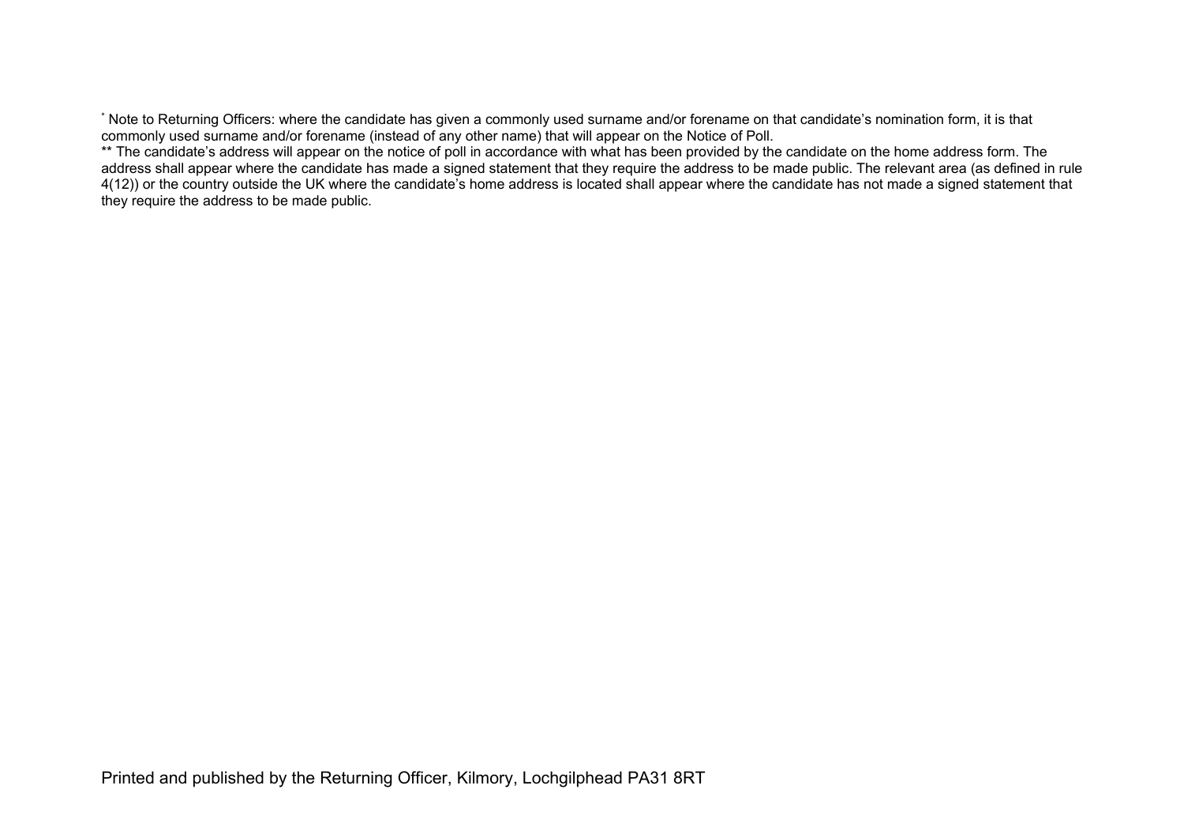* Note to Returning Officers: where the candidate has given a commonly used surname and/or forename on that candidate's nomination form, it is that commonly used surname and/or forename (instead of any other name) that will appear on the Notice of Poll.

** The candidate's address will appear on the notice of poll in accordance with what has been provided by the candidate on the home address form. The address shall appear where the candidate has made a signed statement that they require the address to be made public. The relevant area (as defined in rule 4(12)) or the country outside the UK where the candidate's home address is located shall appear where the candidate has not made a signed statement that they require the address to be made public.

Printed and published by the Returning Officer, Kilmory, Lochgilphead PA31 8RT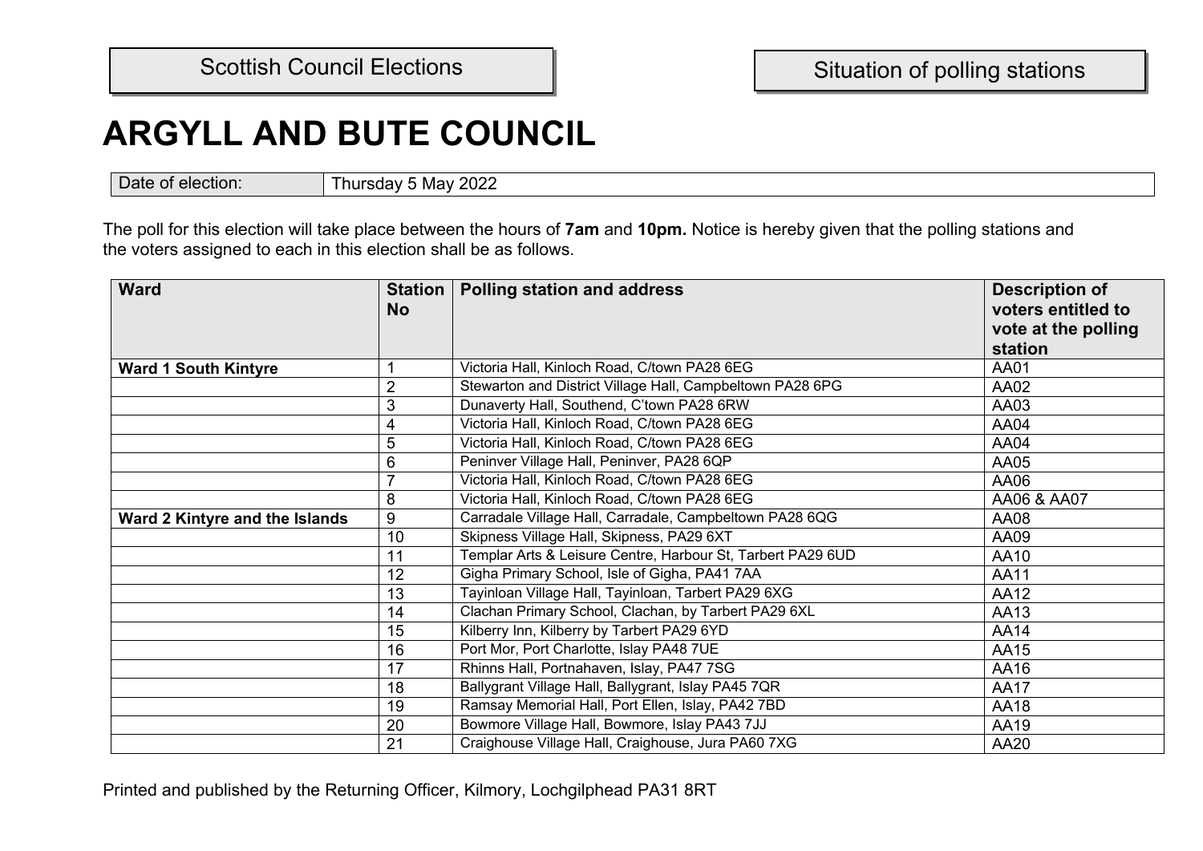Scottish Council Elections

Situation of polling stations

# ARGYLL AND BUTE COUNCIL

| Date of election: | Thursday 5 May 2022 |
|---|---|

The poll for this election will take place between the hours of **7am** and **10pm.** Notice is hereby given that the polling stations and the voters assigned to each in this election shall be as follows.

| Ward | Station No | Polling station and address | Description of voters entitled to vote at the polling station |
|---|---|---|---|
| **Ward 1 South Kintyre** | 1 | Victoria Hall, Kinloch Road, C/town PA28 6EG | AA01 |
| | 2 | Stewarton and District Village Hall, Campbeltown PA28 6PG | AA02 |
| | 3 | Dunaverty Hall, Southend, C'town PA28 6RW | AA03 |
| | 4 | Victoria Hall, Kinloch Road, C/town PA28 6EG | AA04 |
| | 5 | Victoria Hall, Kinloch Road, C/town PA28 6EG | AA04 |
| | 6 | Peninver Village Hall, Peninver, PA28 6QP | AA05 |
| | 7 | Victoria Hall, Kinloch Road, C/town PA28 6EG | AA06 |
| | 8 | Victoria Hall, Kinloch Road, C/town PA28 6EG | AA06 & AA07 |
| **Ward 2 Kintyre and the Islands** | 9 | Carradale Village Hall, Carradale, Campbeltown PA28 6QG | AA08 |
| | 10 | Skipness Village Hall, Skipness, PA29 6XT | AA09 |
| | 11 | Templar Arts & Leisure Centre, Harbour St, Tarbert PA29 6UD | AA10 |
| | 12 | Gigha Primary School, Isle of Gigha, PA41 7AA | AA11 |
| | 13 | Tayinloan Village Hall, Tayinloan, Tarbert PA29 6XG | AA12 |
| | 14 | Clachan Primary School, Clachan, by Tarbert PA29 6XL | AA13 |
| | 15 | Kilberry Inn, Kilberry by Tarbert PA29 6YD | AA14 |
| | 16 | Port Mor, Port Charlotte, Islay PA48 7UE | AA15 |
| | 17 | Rhinns Hall, Portnahaven, Islay, PA47 7SG | AA16 |
| | 18 | Ballygrant Village Hall, Ballygrant, Islay PA45 7QR | AA17 |
| | 19 | Ramsay Memorial Hall, Port Ellen, Islay, PA42 7BD | AA18 |
| | 20 | Bowmore Village Hall, Bowmore, Islay PA43 7JJ | AA19 |
| | 21 | Craighouse Village Hall, Craighouse, Jura PA60 7XG | AA20 |

Printed and published by the Returning Officer, Kilmory, Lochgilphead PA31 8RT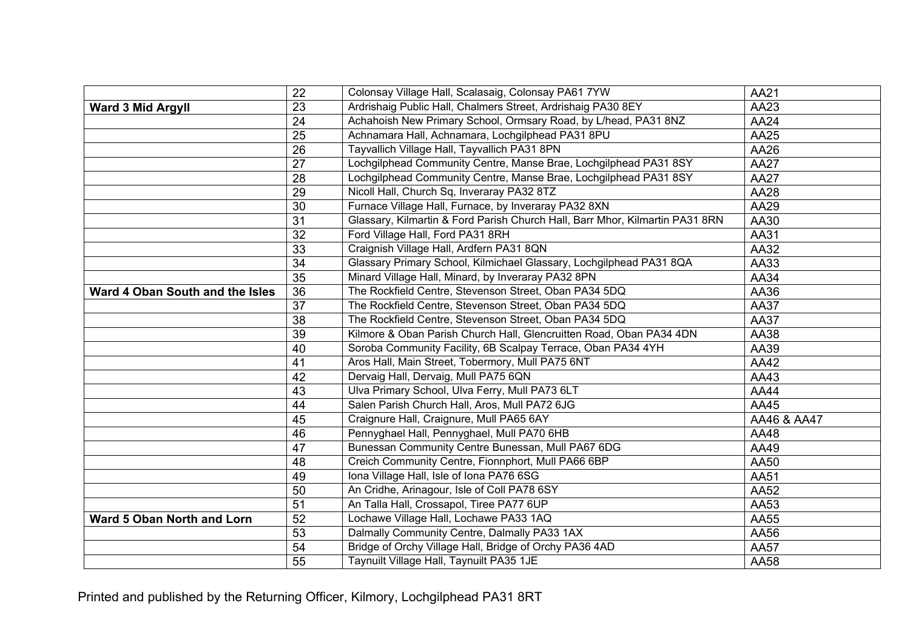| | | | |
|---|---|---|---|
| | 22 | Colonsay Village Hall, Scalasaig, Colonsay PA61 7YW | AA21 |
| **Ward 3 Mid Argyll** | 23 | Ardrishaig Public Hall, Chalmers Street, Ardrishaig PA30 8EY | AA23 |
| | 24 | Achahoish New Primary School, Ormsary Road, by L/head, PA31 8NZ | AA24 |
| | 25 | Achnamara Hall, Achnamara, Lochgilphead PA31 8PU | AA25 |
| | 26 | Tayvallich Village Hall, Tayvallich PA31 8PN | AA26 |
| | 27 | Lochgilphead Community Centre, Manse Brae, Lochgilphead PA31 8SY | AA27 |
| | 28 | Lochgilphead Community Centre, Manse Brae, Lochgilphead PA31 8SY | AA27 |
| | 29 | Nicoll Hall, Church Sq, Inveraray PA32 8TZ | AA28 |
| | 30 | Furnace Village Hall, Furnace, by Inveraray PA32 8XN | AA29 |
| | 31 | Glassary, Kilmartin & Ford Parish Church Hall, Barr Mhor, Kilmartin PA31 8RN | AA30 |
| | 32 | Ford Village Hall, Ford PA31 8RH | AA31 |
| | 33 | Craignish Village Hall, Ardfern PA31 8QN | AA32 |
| | 34 | Glassary Primary School, Kilmichael Glassary, Lochgilphead PA31 8QA | AA33 |
| | 35 | Minard Village Hall, Minard, by Inveraray PA32 8PN | AA34 |
| **Ward 4 Oban South and the Isles** | 36 | The Rockfield Centre, Stevenson Street, Oban PA34 5DQ | AA36 |
| | 37 | The Rockfield Centre, Stevenson Street, Oban PA34 5DQ | AA37 |
| | 38 | The Rockfield Centre, Stevenson Street, Oban PA34 5DQ | AA37 |
| | 39 | Kilmore & Oban Parish Church Hall, Glencruitten Road, Oban PA34 4DN | AA38 |
| | 40 | Soroba Community Facility, 6B Scalpay Terrace, Oban PA34 4YH | AA39 |
| | 41 | Aros Hall, Main Street, Tobermory, Mull PA75 6NT | AA42 |
| | 42 | Dervaig Hall, Dervaig, Mull PA75 6QN | AA43 |
| | 43 | Ulva Primary School, Ulva Ferry, Mull PA73 6LT | AA44 |
| | 44 | Salen Parish Church Hall, Aros, Mull PA72 6JG | AA45 |
| | 45 | Craignure Hall, Craignure, Mull PA65 6AY | AA46 & AA47 |
| | 46 | Pennyghael Hall, Pennyghael, Mull PA70 6HB | AA48 |
| | 47 | Bunessan Community Centre Bunessan, Mull PA67 6DG | AA49 |
| | 48 | Creich Community Centre, Fionnphort, Mull PA66 6BP | AA50 |
| | 49 | Iona Village Hall, Isle of Iona PA76 6SG | AA51 |
| | 50 | An Cridhe, Arinagour, Isle of Coll PA78 6SY | AA52 |
| | 51 | An Talla Hall, Crossapol, Tiree PA77 6UP | AA53 |
| **Ward 5 Oban North and Lorn** | 52 | Lochawe Village Hall, Lochawe PA33 1AQ | AA55 |
| | 53 | Dalmally Community Centre, Dalmally PA33 1AX | AA56 |
| | 54 | Bridge of Orchy Village Hall, Bridge of Orchy PA36 4AD | AA57 |
| | 55 | Taynuilt Village Hall, Taynuilt PA35 1JE | AA58 |

Printed and published by the Returning Officer, Kilmory, Lochgilphead PA31 8RT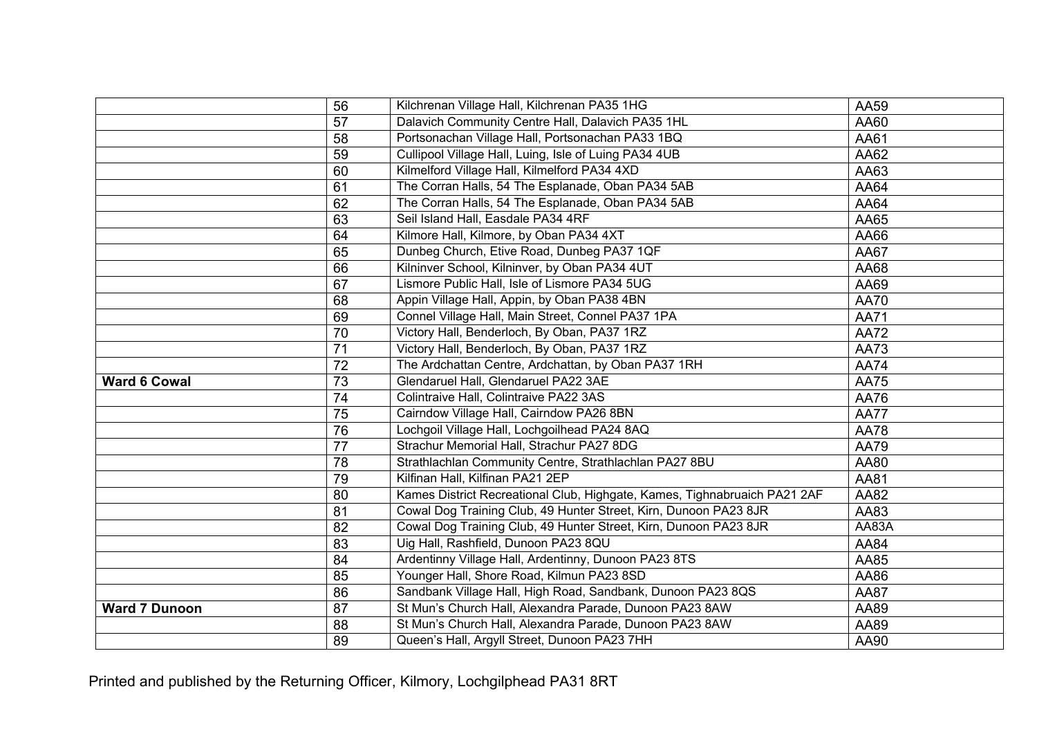| | | | |
|---|---|---|---|
| | 56 | Kilchrenan Village Hall, Kilchrenan PA35 1HG | AA59 |
| | 57 | Dalavich Community Centre Hall, Dalavich PA35 1HL | AA60 |
| | 58 | Portsonachan Village Hall, Portsonachan PA33 1BQ | AA61 |
| | 59 | Cullipool Village Hall, Luing, Isle of Luing PA34 4UB | AA62 |
| | 60 | Kilmelford Village Hall, Kilmelford PA34 4XD | AA63 |
| | 61 | The Corran Halls, 54 The Esplanade, Oban PA34 5AB | AA64 |
| | 62 | The Corran Halls, 54 The Esplanade, Oban PA34 5AB | AA64 |
| | 63 | Seil Island Hall, Easdale PA34 4RF | AA65 |
| | 64 | Kilmore Hall, Kilmore, by Oban PA34 4XT | AA66 |
| | 65 | Dunbeg Church, Etive Road, Dunbeg PA37 1QF | AA67 |
| | 66 | Kilninver School, Kilninver, by Oban PA34 4UT | AA68 |
| | 67 | Lismore Public Hall, Isle of Lismore PA34 5UG | AA69 |
| | 68 | Appin Village Hall, Appin, by Oban PA38 4BN | AA70 |
| | 69 | Connel Village Hall, Main Street, Connel PA37 1PA | AA71 |
| | 70 | Victory Hall, Benderloch, By Oban, PA37 1RZ | AA72 |
| | 71 | Victory Hall, Benderloch, By Oban, PA37 1RZ | AA73 |
| | 72 | The Ardchattan Centre, Ardchattan, by Oban PA37 1RH | AA74 |
| **Ward 6 Cowal** | 73 | Glendaruel Hall, Glendaruel PA22 3AE | AA75 |
| | 74 | Colintraive Hall, Colintraive PA22 3AS | AA76 |
| | 75 | Cairndow Village Hall, Cairndow PA26 8BN | AA77 |
| | 76 | Lochgoil Village Hall, Lochgoilhead PA24 8AQ | AA78 |
| | 77 | Strachur Memorial Hall, Strachur PA27 8DG | AA79 |
| | 78 | Strathlachlan Community Centre, Strathlachlan PA27 8BU | AA80 |
| | 79 | Kilfinan Hall, Kilfinan PA21 2EP | AA81 |
| | 80 | Kames District Recreational Club, Highgate, Kames, Tighnabruaich PA21 2AF | AA82 |
| | 81 | Cowal Dog Training Club, 49 Hunter Street, Kirn, Dunoon PA23 8JR | AA83 |
| | 82 | Cowal Dog Training Club, 49 Hunter Street, Kirn, Dunoon PA23 8JR | AA83A |
| | 83 | Uig Hall, Rashfield, Dunoon PA23 8QU | AA84 |
| | 84 | Ardentinny Village Hall, Ardentinny, Dunoon PA23 8TS | AA85 |
| | 85 | Younger Hall, Shore Road, Kilmun PA23 8SD | AA86 |
| | 86 | Sandbank Village Hall, High Road, Sandbank, Dunoon PA23 8QS | AA87 |
| **Ward 7 Dunoon** | 87 | St Mun's Church Hall, Alexandra Parade, Dunoon PA23 8AW | AA89 |
| | 88 | St Mun's Church Hall, Alexandra Parade, Dunoon PA23 8AW | AA89 |
| | 89 | Queen's Hall, Argyll Street, Dunoon PA23 7HH | AA90 |

Printed and published by the Returning Officer, Kilmory, Lochgilphead PA31 8RT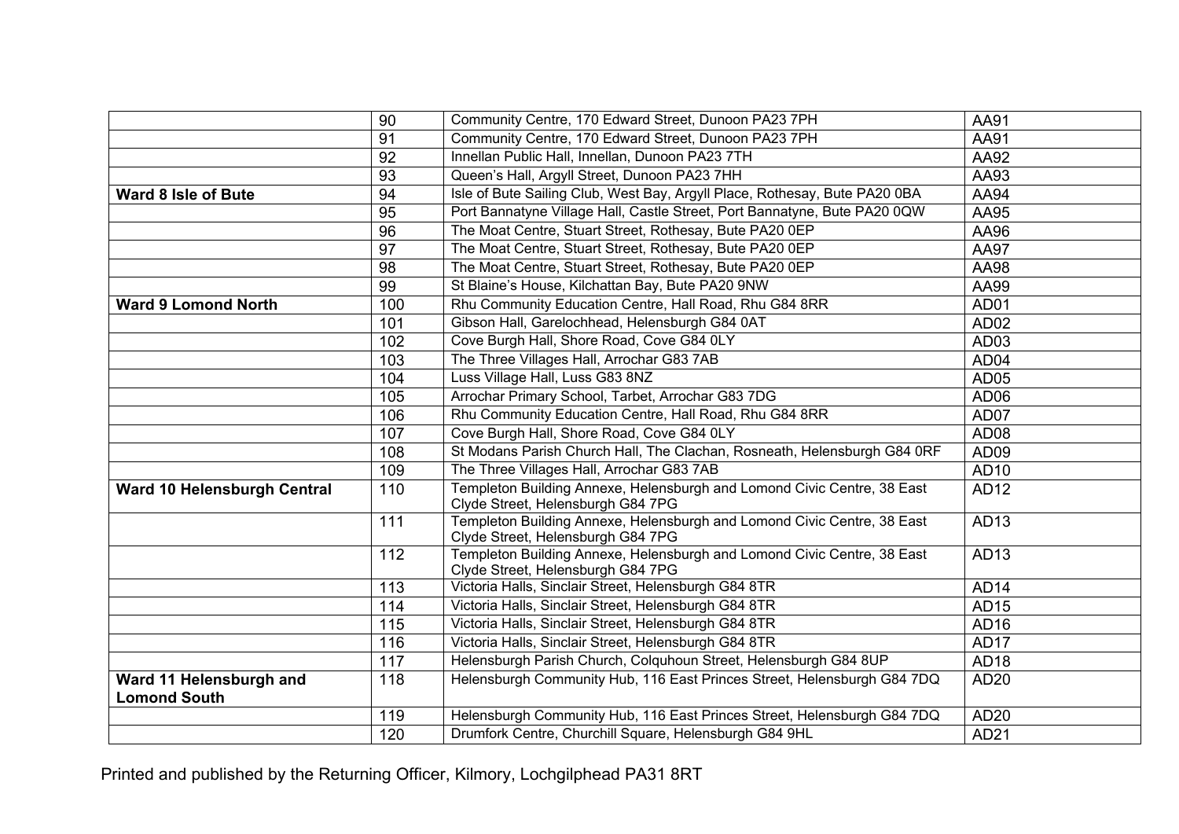| | | | |
|---|---|---|---|
| | 90 | Community Centre, 170 Edward Street, Dunoon PA23 7PH | AA91 |
| | 91 | Community Centre, 170 Edward Street, Dunoon PA23 7PH | AA91 |
| | 92 | Innellan Public Hall, Innellan, Dunoon PA23 7TH | AA92 |
| | 93 | Queen's Hall, Argyll Street, Dunoon PA23 7HH | AA93 |
| **Ward 8 Isle of Bute** | 94 | Isle of Bute Sailing Club, West Bay, Argyll Place, Rothesay, Bute PA20 0BA | AA94 |
| | 95 | Port Bannatyne Village Hall, Castle Street, Port Bannatyne, Bute PA20 0QW | AA95 |
| | 96 | The Moat Centre, Stuart Street, Rothesay, Bute PA20 0EP | AA96 |
| | 97 | The Moat Centre, Stuart Street, Rothesay, Bute PA20 0EP | AA97 |
| | 98 | The Moat Centre, Stuart Street, Rothesay, Bute PA20 0EP | AA98 |
| | 99 | St Blaine's House, Kilchattan Bay, Bute PA20 9NW | AA99 |
| **Ward 9 Lomond North** | 100 | Rhu Community Education Centre, Hall Road, Rhu G84 8RR | AD01 |
| | 101 | Gibson Hall, Garelochhead, Helensburgh G84 0AT | AD02 |
| | 102 | Cove Burgh Hall, Shore Road, Cove G84 0LY | AD03 |
| | 103 | The Three Villages Hall, Arrochar G83 7AB | AD04 |
| | 104 | Luss Village Hall, Luss G83 8NZ | AD05 |
| | 105 | Arrochar Primary School, Tarbet, Arrochar G83 7DG | AD06 |
| | 106 | Rhu Community Education Centre, Hall Road, Rhu G84 8RR | AD07 |
| | 107 | Cove Burgh Hall, Shore Road, Cove G84 0LY | AD08 |
| | 108 | St Modans Parish Church Hall, The Clachan, Rosneath, Helensburgh G84 0RF | AD09 |
| | 109 | The Three Villages Hall, Arrochar G83 7AB | AD10 |
| **Ward 10 Helensburgh Central** | 110 | Templeton Building Annexe, Helensburgh and Lomond Civic Centre, 38 East Clyde Street, Helensburgh G84 7PG | AD12 |
| | 111 | Templeton Building Annexe, Helensburgh and Lomond Civic Centre, 38 East Clyde Street, Helensburgh G84 7PG | AD13 |
| | 112 | Templeton Building Annexe, Helensburgh and Lomond Civic Centre, 38 East Clyde Street, Helensburgh G84 7PG | AD13 |
| | 113 | Victoria Halls, Sinclair Street, Helensburgh G84 8TR | AD14 |
| | 114 | Victoria Halls, Sinclair Street, Helensburgh G84 8TR | AD15 |
| | 115 | Victoria Halls, Sinclair Street, Helensburgh G84 8TR | AD16 |
| | 116 | Victoria Halls, Sinclair Street, Helensburgh G84 8TR | AD17 |
| | 117 | Helensburgh Parish Church, Colquhoun Street, Helensburgh G84 8UP | AD18 |
| **Ward 11 Helensburgh and Lomond South** | 118 | Helensburgh Community Hub, 116 East Princes Street, Helensburgh G84 7DQ | AD20 |
| | 119 | Helensburgh Community Hub, 116 East Princes Street, Helensburgh G84 7DQ | AD20 |
| | 120 | Drumfork Centre, Churchill Square, Helensburgh G84 9HL | AD21 |

Printed and published by the Returning Officer, Kilmory, Lochgilphead PA31 8RT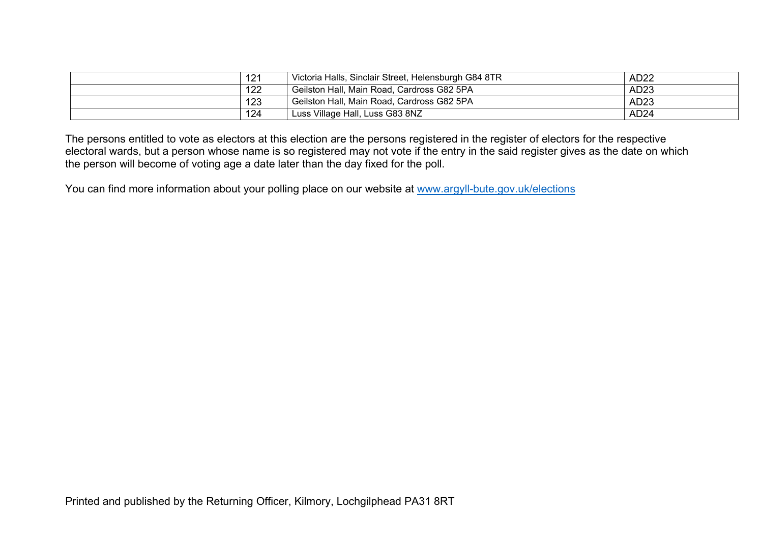| | | | |
|---|---|---|---|
| | 121 | Victoria Halls, Sinclair Street, Helensburgh G84 8TR | AD22 |
| | 122 | Geilston Hall, Main Road, Cardross G82 5PA | AD23 |
| | 123 | Geilston Hall, Main Road, Cardross G82 5PA | AD23 |
| | 124 | Luss Village Hall, Luss G83 8NZ | AD24 |

The persons entitled to vote as electors at this election are the persons registered in the register of electors for the respective electoral wards, but a person whose name is so registered may not vote if the entry in the said register gives as the date on which the person will become of voting age a date later than the day fixed for the poll.

You can find more information about your polling place on our website at www.argyll-bute.gov.uk/elections

Printed and published by the Returning Officer, Kilmory, Lochgilphead PA31 8RT